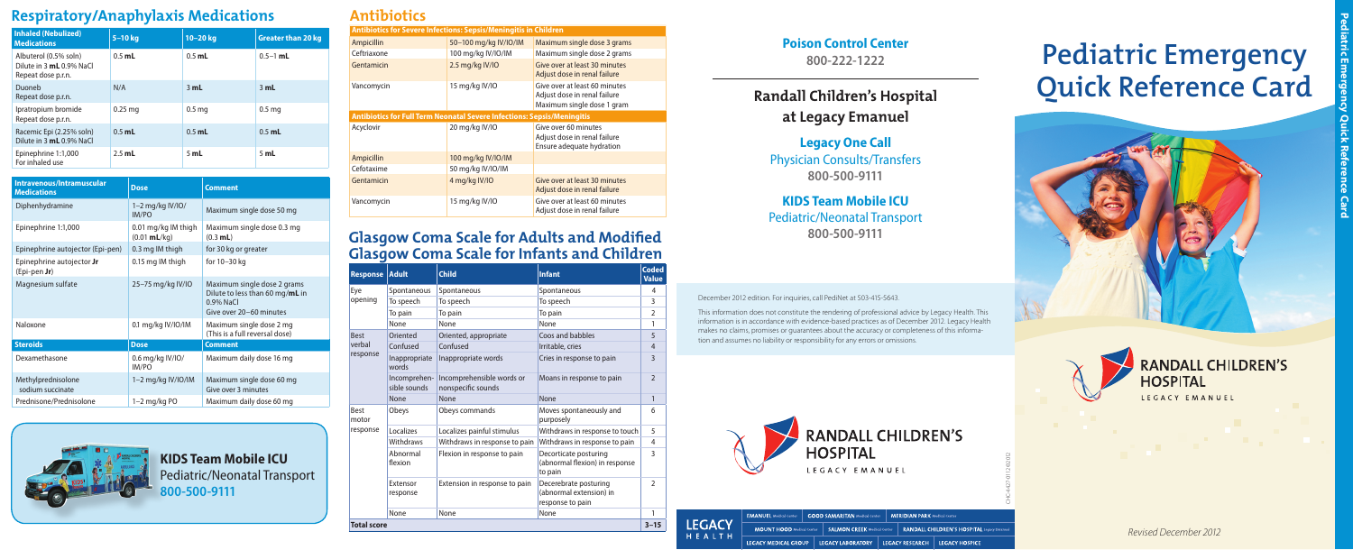## Respiratory/Anaphylaxis Medications

| Inhaled (Nebulized) Medications | 5–10 kg | 10–20 kg | Greater than 20 kg |
|---|---|---|---|
| Albuterol (0.5% soln) Dilute in 3 **mL** 0.9% NaCl Repeat dose p.r.n. | 0.5 **mL** | 0.5 **mL** | 0.5–1 **mL** |
| Duoneb Repeat dose p.r.n. | N/A | 3 **mL** | 3 **mL** |
| Ipratropium bromide Repeat dose p.r.n. | 0.25 mg | 0.5 mg | 0.5 mg |
| Racemic Epi (2.25% soln) Dilute in 3 **mL** 0.9% NaCl | 0.5 **mL** | 0.5 **mL** | 0.5 **mL** |
| Epinephrine 1:1,000 For inhaled use | 2.5 **mL** | 5 **mL** | 5 **mL** |

| Intravenous/Intramuscular Medications | Dose | Comment |
|---|---|---|
| Diphenhydramine | 1–2 mg/kg IV/IO/IM/PO | Maximum single dose 50 mg |
| Epinephrine 1:1,000 | 0.01 mg/kg IM thigh (0.01 **mL**/kg) | Maximum single dose 0.3 mg (0.3 **mL**) |
| Epinephrine autoinjector (Epi-pen) | 0.3 mg IM thigh | for 30 kg or greater |
| Epinephrine autoinjector **Jr** (Epi-pen **Jr**) | 0.15 mg IM thigh | for 10–30 kg |
| Magnesium sulfate | 25–75 mg/kg IV/IO | Maximum single dose 2 grams Dilute to less than 60 mg/**mL** in 0.9% NaCl Give over 20–60 minutes |
| Naloxone | 0.1 mg/kg IV/IO/IM | Maximum single dose 2 mg (This is a full reversal dose) |
| **Steroids** | **Dose** | **Comment** |
| Dexamethasone | 0.6 mg/kg IV/IO/IM/PO | Maximum daily dose 16 mg |
| Methylprednisolone sodium succinate | 1–2 mg/kg IV/IO/IM | Maximum single dose 60 mg Give over 3 minutes |
| Prednisone/Prednisolone | 1–2 mg/kg PO | Maximum daily dose 60 mg |

**KIDS Team Mobile ICU**
Pediatric/Neonatal Transport
**800-500-9111**

## Antibiotics

| Antibiotics for Severe Infections: Sepsis/Meningitis in Children | | |
|---|---|---|
| Ampicillin | 50–100 mg/kg IV/IO/IM | Maximum single dose 3 grams |
| Ceftriaxone | 100 mg/kg IV/IO/IM | Maximum single dose 2 grams |
| Gentamicin | 2.5 mg/kg IV/IO | Give over at least 30 minutes Adjust dose in renal failure |
| Vancomycin | 15 mg/kg IV/IO | Give over at least 60 minutes Adjust dose in renal failure Maximum single dose 1 gram |
| **Antibiotics for Full Term Neonatal Severe Infections: Sepsis/Meningitis** | | |
| Acyclovir | 20 mg/kg IV/IO | Give over 60 minutes Adjust dose in renal failure Ensure adequate hydration |
| Ampicillin | 100 mg/kg IV/IO/IM | |
| Cefotaxime | 50 mg/kg IV/IO/IM | |
| Gentamicin | 4 mg/kg IV/IO | Give over at least 30 minutes Adjust dose in renal failure |
| Vancomycin | 15 mg/kg IV/IO | Give over at least 60 minutes Adjust dose in renal failure |

## Glasgow Coma Scale for Adults and Modified Glasgow Coma Scale for Infants and Children

| Response | Adult | Child | Infant | Coded Value |
|---|---|---|---|---|
| Eye opening | Spontaneous | Spontaneous | Spontaneous | 4 |
| | To speech | To speech | To speech | 3 |
| | To pain | To pain | To pain | 2 |
| | None | None | None | 1 |
| Best verbal response | Oriented | Oriented, appropriate | Coos and babbles | 5 |
| | Confused | Confused | Irritable, cries | 4 |
| | Inappropriate words | Inappropriate words | Cries in response to pain | 3 |
| | Incomprehensible sounds | Incomprehensible words or nonspecific sounds | Moans in response to pain | 2 |
| | None | None | None | 1 |
| Best motor response | Obeys | Obeys commands | Moves spontaneously and purposely | 6 |
| | Localizes | Localizes painful stimulus | Withdraws in response to touch | 5 |
| | Withdraws | Withdraws in response to pain | Withdraws in response to pain | 4 |
| | Abnormal flexion | Flexion in response to pain | Decorticate posturing (abnormal flexion) in response to pain | 3 |
| | Extensor response | Extension in response to pain | Decerebrate posturing (abnormal extension) in response to pain | 2 |
| | None | None | None | 1 |
| **Total score** | | | | 3–15 |

**Poison Control Center**
800-222-1222

## Randall Children's Hospital at Legacy Emanuel

**Legacy One Call**
Physician Consults/Transfers
800-500-9111

**KIDS Team Mobile ICU**
Pediatric/Neonatal Transport
800-500-9111

December 2012 edition. For inquiries, call PediNet at 503-415-5643.

This information does not constitute the rendering of professional advice by Legacy Health. This information is in accordance with evidence-based practices as of December 2012. Legacy Health makes no claims, promises or guarantees about the accuracy or completeness of this information and assumes no liability or responsibility for any errors or omissions.

RANDALL CHILDREN'S HOSPITAL
LEGACY EMANUEL

CHC442-0112-0202

LEGACY HEALTH
EMANUEL Medical Center | GOOD SAMARITAN Medical Center | MERIDIAN PARK Medical Center
MOUNT HOOD Medical Center | SALMON CREEK Medical Center | RANDALL CHILDREN'S HOSPITAL Legacy Emanuel
LEGACY MEDICAL GROUP | LEGACY LABORATORY | LEGACY RESEARCH | LEGACY HOSPICE

# Pediatric Emergency Quick Reference Card

RANDALL CHILDREN'S HOSPITAL
LEGACY EMANUEL

*Revised December 2012*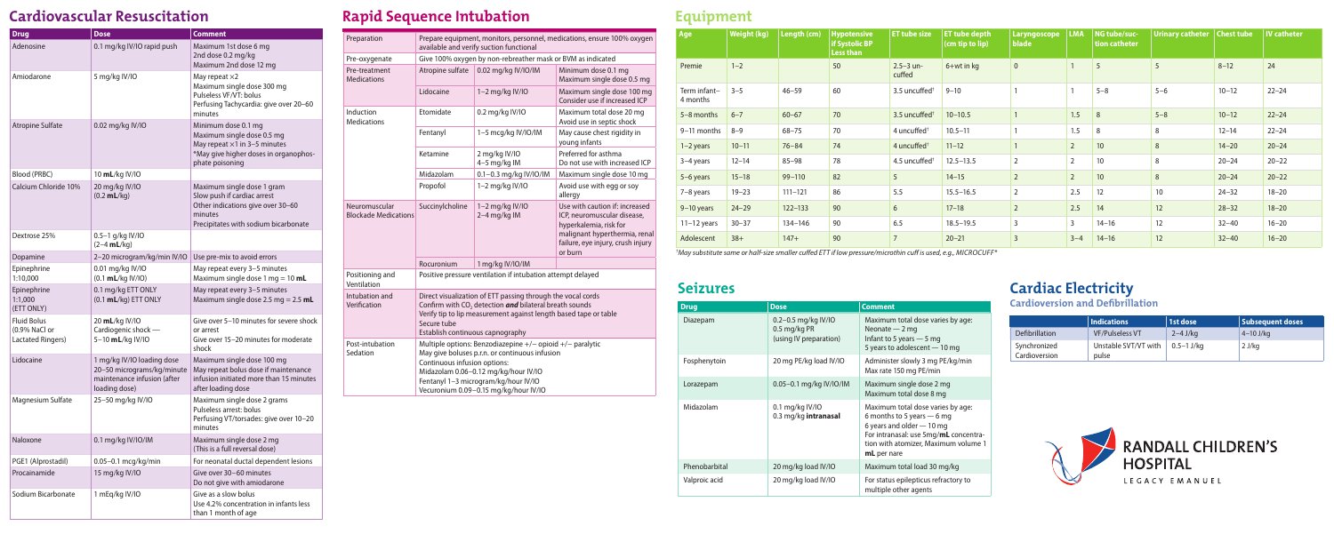## Cardiovascular Resuscitation

| Drug | Dose | Comment |
|---|---|---|
| Adenosine | 0.1 mg/kg IV/IO rapid push | Maximum 1st dose 6 mg<br>2nd dose 0.2 mg/kg<br>Maximum 2nd dose 12 mg |
| Amiodarone | 5 mg/kg IV/IO | May repeat ×2<br>Maximum single dose 300 mg<br>Pulseless VF/VT: bolus<br>Perfusing Tachycardia: give over 20–60 minutes |
| Atropine Sulfate | 0.02 mg/kg IV/IO | Minimum dose 0.1 mg<br>Maximum single dose 0.5 mg<br>May repeat ×1 in 3–5 minutes<br>*May give higher doses in organophosphate poisoning |
| Blood (PRBC) | 10 **mL**/kg IV/IO | |
| Calcium Chloride 10% | 20 mg/kg IV/IO<br>(0.2 **mL**/kg) | Maximum single dose 1 gram<br>Slow push if cardiac arrest<br>Other indications give over 30–60 minutes<br>Precipitates with sodium bicarbonate |
| Dextrose 25% | 0.5–1 g/kg IV/IO<br>(2–4 **mL**/kg) | |
| Dopamine | 2–20 microgram/kg/min IV/IO | Use pre-mix to avoid errors |
| Epinephrine 1:10,000 | 0.01 mg/kg IV/IO<br>(0.1 **mL**/kg IV/IO) | May repeat every 3–5 minutes<br>Maximum single dose 1 mg = 10 **mL** |
| Epinephrine 1:1,000 (ETT ONLY) | 0.1 mg/kg ETT ONLY<br>(0.1 **mL**/kg) ETT ONLY | May repeat every 3–5 minutes<br>Maximum single dose 2.5 mg = 2.5 **mL** |
| Fluid Bolus (0.9% NaCl or Lactated Ringers) | 20 **mL**/kg IV/IO<br>Cardiogenic shock —<br>5–10 **mL**/kg IV/IO | Give over 5–10 minutes for severe shock or arrest<br>Give over 15–20 minutes for moderate shock |
| Lidocaine | 1 mg/kg IV/IO loading dose<br>20–50 micrograms/kg/minute maintenance infusion (after loading dose) | Maximum single dose 100 mg<br>May repeat bolus dose if maintenance infusion initiated more than 15 minutes after loading dose |
| Magnesium Sulfate | 25–50 mg/kg IV/IO | Maximum single dose 2 grams<br>Pulseless arrest: bolus<br>Perfusing VT/torsades: give over 10–20 minutes |
| Naloxone | 0.1 mg/kg IV/IO/IM | Maximum single dose 2 mg<br>(This is a full reversal dose) |
| PGE1 (Alprostadil) | 0.05–0.1 mcg/kg/min | For neonatal ductal dependent lesions |
| Procainamide | 15 mg/kg IV/IO | Give over 30–60 minutes<br>Do not give with amiodarone |
| Sodium Bicarbonate | 1 mEq/kg IV/IO | Give as a slow bolus<br>Use 4.2% concentration in infants less than 1 month of age |

## Rapid Sequence Intubation

| | | | |
|---|---|---|---|
| Preparation | Prepare equipment, monitors, personnel, medications, ensure 100% oxygen available and verify suction functional | | |
| Pre-oxygenate | Give 100% oxygen by non-rebreather mask or BVM as indicated | | |
| Pre-treatment Medications | Atropine sulfate | 0.02 mg/kg IV/IO/IM | Minimum dose 0.1 mg<br>Maximum single dose 0.5 mg |
| | Lidocaine | 1–2 mg/kg IV/IO | Maximum single dose 100 mg<br>Consider use if increased ICP |
| Induction Medications | Etomidate | 0.2 mg/kg IV/IO | Maximum total dose 20 mg<br>Avoid use in septic shock |
| | Fentanyl | 1–5 mcg/kg IV/IO/IM | May cause chest rigidity in young infants |
| | Ketamine | 2 mg/kg IV/IO<br>4–5 mg/kg IM | Preferred for asthma<br>Do not use with increased ICP |
| | Midazolam | 0.1–0.3 mg/kg IV/IO/IM | Maximum single dose 10 mg |
| | Propofol | 1–2 mg/kg IV/IO | Avoid use with egg or soy allergy |
| Neuromuscular Blockade Medications | Succinylcholine | 1–2 mg/kg IV/IO<br>2–4 mg/kg IM | Use with caution if: increased ICP, neuromuscular disease, hyperkalemia, risk for malignant hyperthermia, renal failure, eye injury, crush injury or burn |
| | Rocuronium | 1 mg/kg IV/IO/IM | |
| Positioning and Ventilation | Positive pressure ventilation if intubation attempt delayed | | |
| Intubation and Verification | Direct visualization of ETT passing through the vocal cords<br>Confirm with $CO_2$ detection ***and*** bilateral breath sounds<br>Verify tip to lip measurement against length based tape or table<br>Secure tube<br>Establish continuous capnography | | |
| Post-intubation Sedation | Multiple options: Benzodiazepine +/− opioid +/− paralytic<br>May give boluses p.r.n. or continuous infusion<br>Continuous infusion options:<br>Midazolam 0.06–0.12 mg/kg/hour IV/IO<br>Fentanyl 1–3 microgram/kg/hour IV/IO<br>Vecuronium 0.09–0.15 mg/kg/hour IV/IO | | |

## Equipment

| Age | Weight (kg) | Length (cm) | Hypotensive if Systolic BP Less than | ET tube size | ET tube depth (cm tip to lip) | Laryngoscope blade | LMA | NG tube/suction catheter | Urinary catheter | Chest tube | IV catheter |
|---|---|---|---|---|---|---|---|---|---|---|---|
| Premie | 1–2 | | 50 | 2.5–3 uncuffed | 6+wt in kg | 0 | 1 | 5 | 5 | 8–12 | 24 |
| Term infant–4 months | 3–5 | 46–59 | 60 | 3.5 uncuffed[†] | 9–10 | 1 | 1 | 5–8 | 5–6 | 10–12 | 22–24 |
| 5–8 months | 6–7 | 60–67 | 70 | 3.5 uncuffed[†] | 10–10.5 | 1 | 1.5 | 8 | 5–8 | 10–12 | 22–24 |
| 9–11 months | 8–9 | 68–75 | 70 | 4 uncuffed[†] | 10.5–11 | 1 | 1.5 | 8 | 8 | 12–14 | 22–24 |
| 1–2 years | 10–11 | 76–84 | 74 | 4 uncuffed[†] | 11–12 | 1 | 2 | 10 | 8 | 14–20 | 20–24 |
| 3–4 years | 12–14 | 85–98 | 78 | 4.5 uncuffed[†] | 12.5–13.5 | 2 | 2 | 10 | 8 | 20–24 | 20–22 |
| 5–6 years | 15–18 | 99–110 | 82 | 5 | 14–15 | 2 | 2 | 10 | 8 | 20–24 | 20–22 |
| 7–8 years | 19–23 | 111–121 | 86 | 5.5 | 15.5–16.5 | 2 | 2.5 | 12 | 10 | 24–32 | 18–20 |
| 9–10 years | 24–29 | 122–133 | 90 | 6 | 17–18 | 2 | 2.5 | 14 | 12 | 28–32 | 18–20 |
| 11–12 years | 30–37 | 134–146 | 90 | 6.5 | 18.5–19.5 | 3 | 3 | 14–16 | 12 | 32–40 | 16–20 |
| Adolescent | 38+ | 147+ | 90 | 7 | 20–21 | 3 | 3–4 | 14–16 | 12 | 32–40 | 16–20 |

[†] *May substitute same or half-size smaller cuffed ETT if low pressure/microthin cuff is used, e.g., MICROCUFF®*

## Seizures

| Drug | Dose | Comment |
|---|---|---|
| Diazepam | 0.2–0.5 mg/kg IV/IO<br>0.5 mg/kg PR<br>(using IV preparation) | Maximum total dose varies by age:<br>Neonate — 2 mg<br>Infant to 5 years — 5 mg<br>5 years to adolescent — 10 mg |
| Fosphenytoin | 20 mg PE/kg load IV/IO | Administer slowly 3 mg PE/kg/min<br>Max rate 150 mg PE/min |
| Lorazepam | 0.05–0.1 mg/kg IV/IO/IM | Maximum single dose 2 mg<br>Maximum total dose 8 mg |
| Midazolam | 0.1 mg/kg IV/IO<br>0.3 mg/kg **intranasal** | Maximum total dose varies by age:<br>6 months to 5 years — 6 mg<br>6 years and older — 10 mg<br>For intranasal: use 5mg/**mL** concentration with atomizer, Maximum volume 1 **mL** per nare |
| Phenobarbital | 20 mg/kg load IV/IO | Maximum total load 30 mg/kg |
| Valproic acid | 20 mg/kg load IV/IO | For status epilepticus refractory to multiple other agents |

## Cardiac Electricity

### Cardioversion and Defibrillation

| | Indications | 1st dose | Subsequent doses |
|---|---|---|---|
| Defibrillation | VF/Pulseless VT | 2–4 J/kg | 4–10 J/kg |
| Synchronized Cardioversion | Unstable SVT/VT with pulse | 0.5–1 J/kg | 2 J/kg |

RANDALL CHILDREN'S HOSPITAL
LEGACY EMANUEL